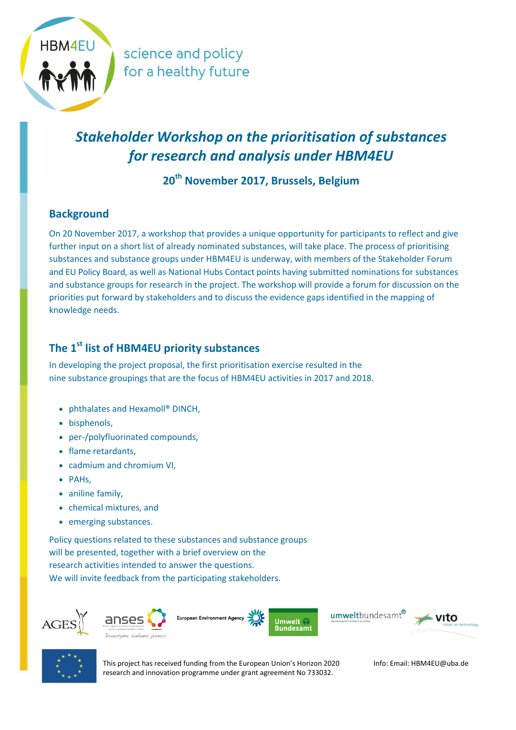HBM4EU

science and policy
for a healthy future

# *Stakeholder Workshop on the prioritisation of substances for research and analysis under HBM4EU*

**20th November 2017, Brussels, Belgium**

## Background

On 20 November 2017, a workshop that provides a unique opportunity for participants to reflect and give further input on a short list of already nominated substances, will take place. The process of prioritising substances and substance groups under HBM4EU is underway, with members of the Stakeholder Forum and EU Policy Board, as well as National Hubs Contact points having submitted nominations for substances and substance groups for research in the project. The workshop will provide a forum for discussion on the priorities put forward by stakeholders and to discuss the evidence gaps identified in the mapping of knowledge needs.

## The 1st list of HBM4EU priority substances

In developing the project proposal, the first prioritisation exercise resulted in the nine substance groupings that are the focus of HBM4EU activities in 2017 and 2018.

- phthalates and Hexamoll® DINCH,
- bisphenols,
- per-/polyfluorinated compounds,
- flame retardants,
- cadmium and chromium VI,
- PAHs,
- aniline family,
- chemical mixtures, and
- emerging substances.

Policy questions related to these substances and substance groups will be presented, together with a brief overview on the research activities intended to answer the questions. We will invite feedback from the participating stakeholders.

This project has received funding from the European Union's Horizon 2020 research and innovation programme under grant agreement No 733032.

Info: Email: HBM4EU@uba.de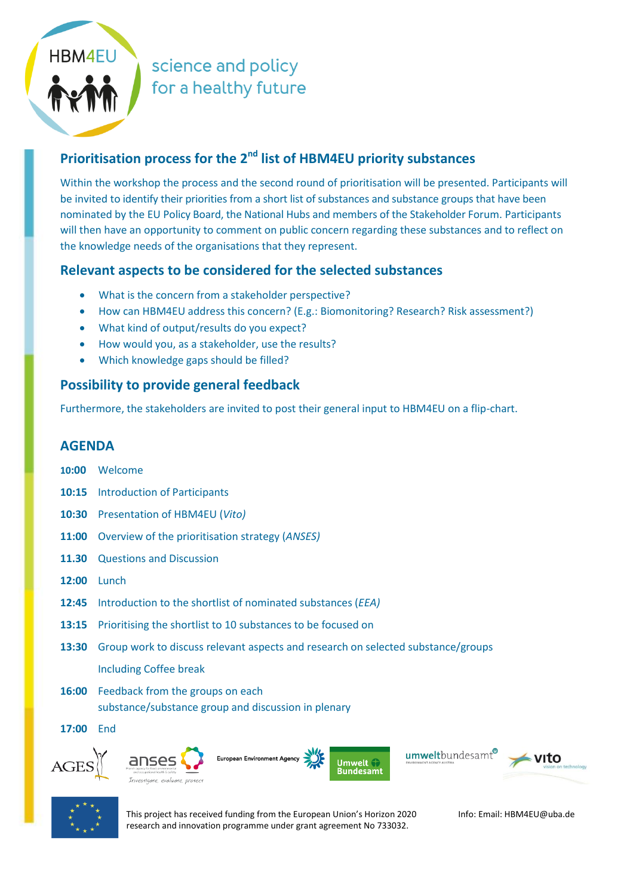HBM4EU

science and policy for a healthy future

## Prioritisation process for the 2nd list of HBM4EU priority substances

Within the workshop the process and the second round of prioritisation will be presented. Participants will be invited to identify their priorities from a short list of substances and substance groups that have been nominated by the EU Policy Board, the National Hubs and members of the Stakeholder Forum. Participants will then have an opportunity to comment on public concern regarding these substances and to reflect on the knowledge needs of the organisations that they represent.

## Relevant aspects to be considered for the selected substances

- What is the concern from a stakeholder perspective?
- How can HBM4EU address this concern? (E.g.: Biomonitoring? Research? Risk assessment?)
- What kind of output/results do you expect?
- How would you, as a stakeholder, use the results?
- Which knowledge gaps should be filled?

## Possibility to provide general feedback

Furthermore, the stakeholders are invited to post their general input to HBM4EU on a flip-chart.

## AGENDA

**10:00** Welcome

**10:15** Introduction of Participants

**10:30** Presentation of HBM4EU (*Vito)*

**11:00** Overview of the prioritisation strategy (*ANSES)*

**11.30** Questions and Discussion

**12:00** Lunch

**12:45** Introduction to the shortlist of nominated substances (*EEA)*

**13:15** Prioritising the shortlist to 10 substances to be focused on

**13:30** Group work to discuss relevant aspects and research on selected substance/groups
Including Coffee break

**16:00** Feedback from the groups on each substance/substance group and discussion in plenary

**17:00** End

AGES · anses · European Environment Agency · Umwelt Bundesamt · umweltbundesamt · vito

This project has received funding from the European Union's Horizon 2020 research and innovation programme under grant agreement No 733032.

Info: Email: HBM4EU@uba.de